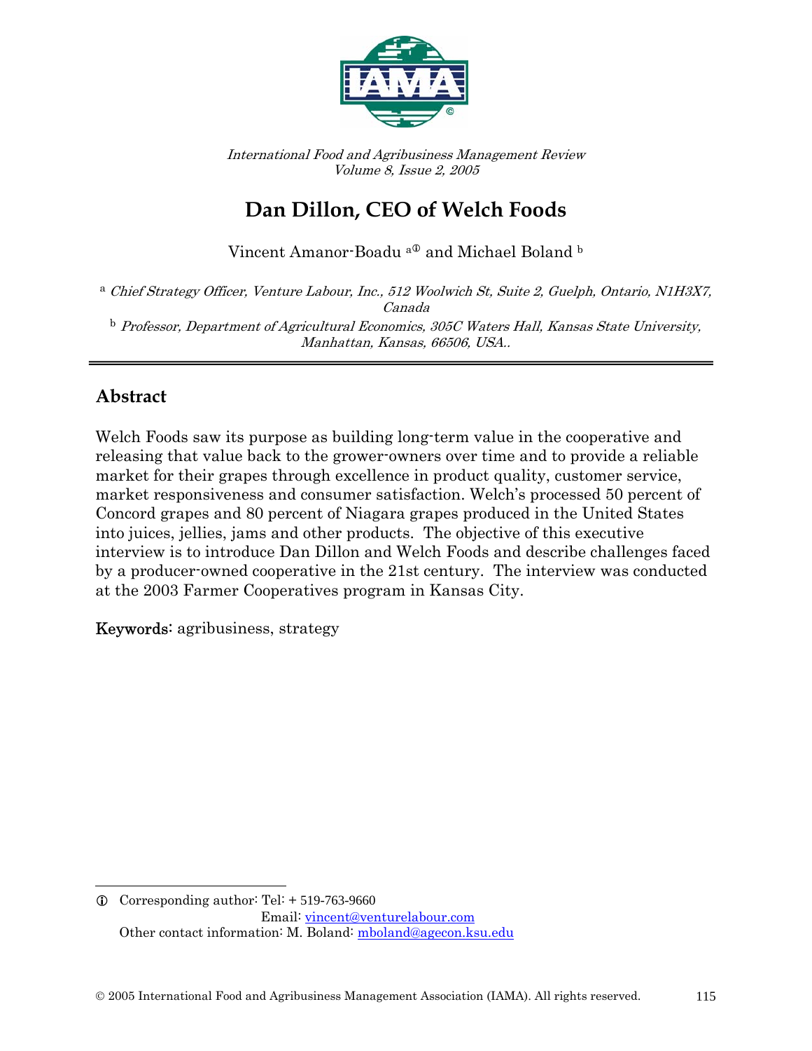*International Food and Agribusiness Management Review*
*Volume 8, Issue 2, 2005*

# Dan Dillon, CEO of Welch Foods

Vincent Amanor-Boadu [a]① and Michael Boland [b]

[a] *Chief Strategy Officer, Venture Labour, Inc., 512 Woolwich St, Suite 2, Guelph, Ontario, N1H3X7, Canada*

[b] *Professor, Department of Agricultural Economics, 305C Waters Hall, Kansas State University, Manhattan, Kansas, 66506, USA..*

## Abstract

Welch Foods saw its purpose as building long-term value in the cooperative and releasing that value back to the grower-owners over time and to provide a reliable market for their grapes through excellence in product quality, customer service, market responsiveness and consumer satisfaction. Welch's processed 50 percent of Concord grapes and 80 percent of Niagara grapes produced in the United States into juices, jellies, jams and other products. The objective of this executive interview is to introduce Dan Dillon and Welch Foods and describe challenges faced by a producer-owned cooperative in the 21st century. The interview was conducted at the 2003 Farmer Cooperatives program in Kansas City.

**Keywords:** agribusiness, strategy

---

① Corresponding author: Tel: + 519-763-9660
Email: vincent@venturelabour.com
Other contact information: M. Boland: mboland@agecon.ksu.edu

© 2005 International Food and Agribusiness Management Association (IAMA). All rights reserved.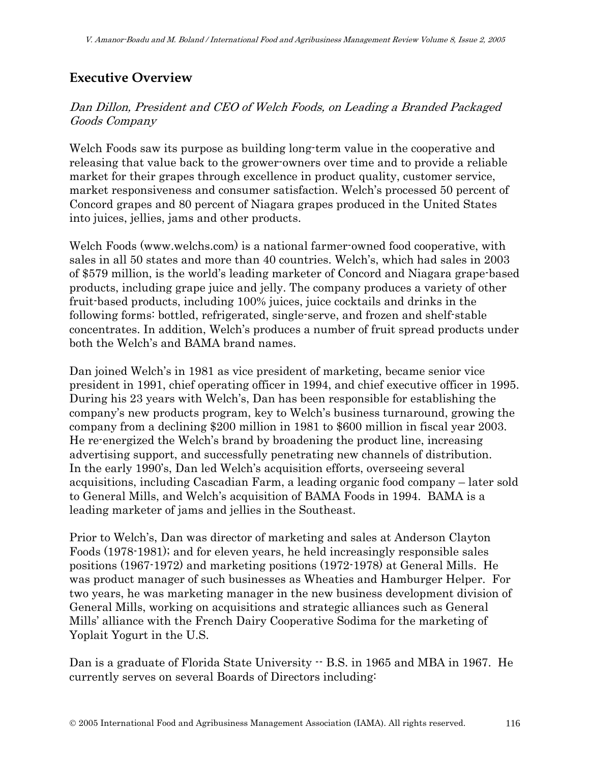## Executive Overview

*Dan Dillon, President and CEO of Welch Foods, on Leading a Branded Packaged Goods Company*

Welch Foods saw its purpose as building long-term value in the cooperative and releasing that value back to the grower-owners over time and to provide a reliable market for their grapes through excellence in product quality, customer service, market responsiveness and consumer satisfaction. Welch's processed 50 percent of Concord grapes and 80 percent of Niagara grapes produced in the United States into juices, jellies, jams and other products.

Welch Foods (www.welchs.com) is a national farmer-owned food cooperative, with sales in all 50 states and more than 40 countries. Welch's, which had sales in 2003 of $579 million, is the world's leading marketer of Concord and Niagara grape-based products, including grape juice and jelly. The company produces a variety of other fruit-based products, including 100% juices, juice cocktails and drinks in the following forms: bottled, refrigerated, single-serve, and frozen and shelf-stable concentrates. In addition, Welch's produces a number of fruit spread products under both the Welch's and BAMA brand names.

Dan joined Welch's in 1981 as vice president of marketing, became senior vice president in 1991, chief operating officer in 1994, and chief executive officer in 1995. During his 23 years with Welch's, Dan has been responsible for establishing the company's new products program, key to Welch's business turnaround, growing the company from a declining $200 million in 1981 to $600 million in fiscal year 2003. He re-energized the Welch's brand by broadening the product line, increasing advertising support, and successfully penetrating new channels of distribution. In the early 1990's, Dan led Welch's acquisition efforts, overseeing several acquisitions, including Cascadian Farm, a leading organic food company – later sold to General Mills, and Welch's acquisition of BAMA Foods in 1994. BAMA is a leading marketer of jams and jellies in the Southeast.

Prior to Welch's, Dan was director of marketing and sales at Anderson Clayton Foods (1978-1981); and for eleven years, he held increasingly responsible sales positions (1967-1972) and marketing positions (1972-1978) at General Mills. He was product manager of such businesses as Wheaties and Hamburger Helper. For two years, he was marketing manager in the new business development division of General Mills, working on acquisitions and strategic alliances such as General Mills' alliance with the French Dairy Cooperative Sodima for the marketing of Yoplait Yogurt in the U.S.

Dan is a graduate of Florida State University -- B.S. in 1965 and MBA in 1967. He currently serves on several Boards of Directors including: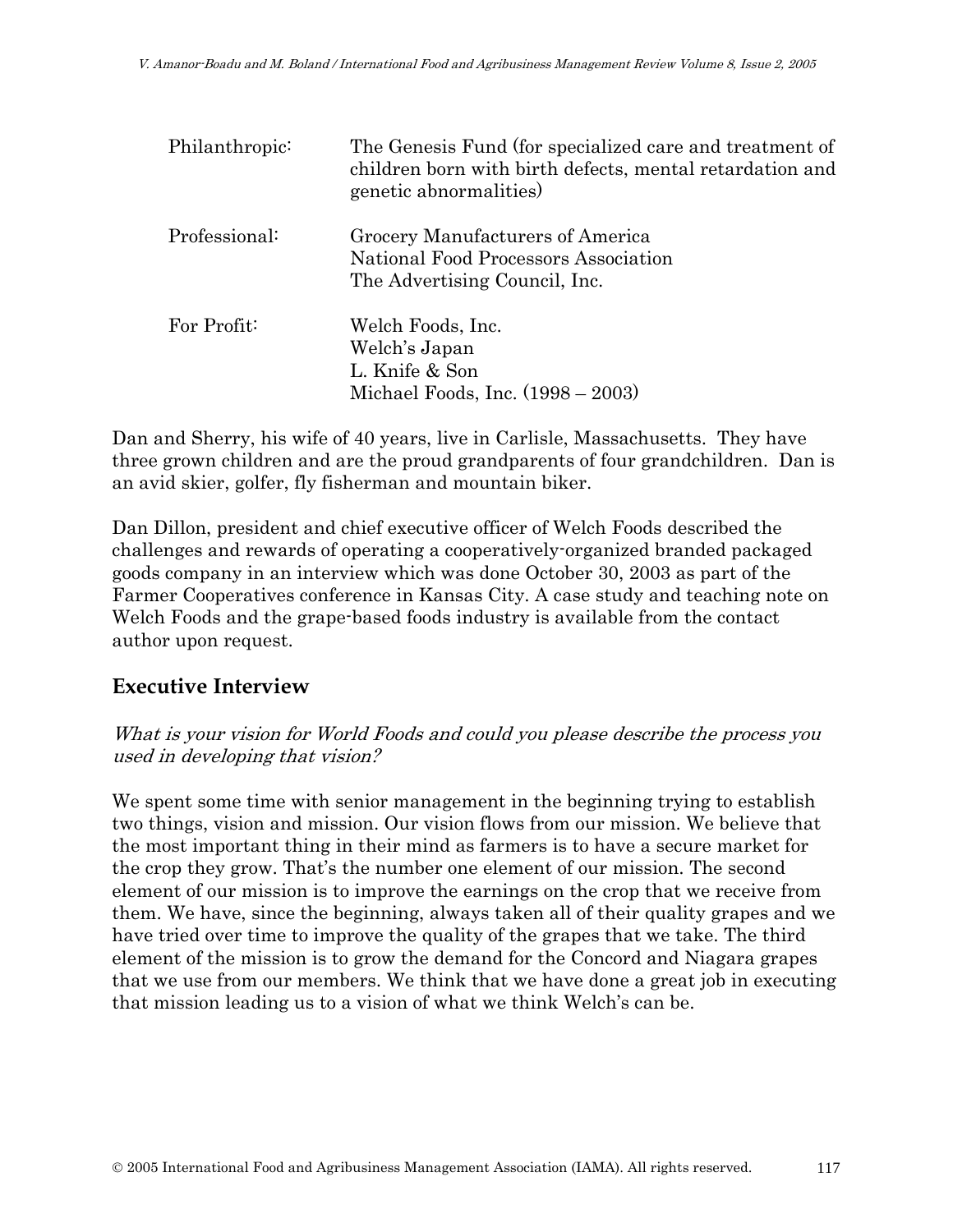| | |
|---|---|
| Philanthropic: | The Genesis Fund (for specialized care and treatment of children born with birth defects, mental retardation and genetic abnormalities) |
| Professional: | Grocery Manufacturers of America<br>National Food Processors Association<br>The Advertising Council, Inc. |
| For Profit: | Welch Foods, Inc.<br>Welch's Japan<br>L. Knife & Son<br>Michael Foods, Inc. (1998 – 2003) |

Dan and Sherry, his wife of 40 years, live in Carlisle, Massachusetts. They have three grown children and are the proud grandparents of four grandchildren. Dan is an avid skier, golfer, fly fisherman and mountain biker.

Dan Dillon, president and chief executive officer of Welch Foods described the challenges and rewards of operating a cooperatively-organized branded packaged goods company in an interview which was done October 30, 2003 as part of the Farmer Cooperatives conference in Kansas City. A case study and teaching note on Welch Foods and the grape-based foods industry is available from the contact author upon request.

## Executive Interview

*What is your vision for World Foods and could you please describe the process you used in developing that vision?*

We spent some time with senior management in the beginning trying to establish two things, vision and mission. Our vision flows from our mission. We believe that the most important thing in their mind as farmers is to have a secure market for the crop they grow. That's the number one element of our mission. The second element of our mission is to improve the earnings on the crop that we receive from them. We have, since the beginning, always taken all of their quality grapes and we have tried over time to improve the quality of the grapes that we take. The third element of the mission is to grow the demand for the Concord and Niagara grapes that we use from our members. We think that we have done a great job in executing that mission leading us to a vision of what we think Welch's can be.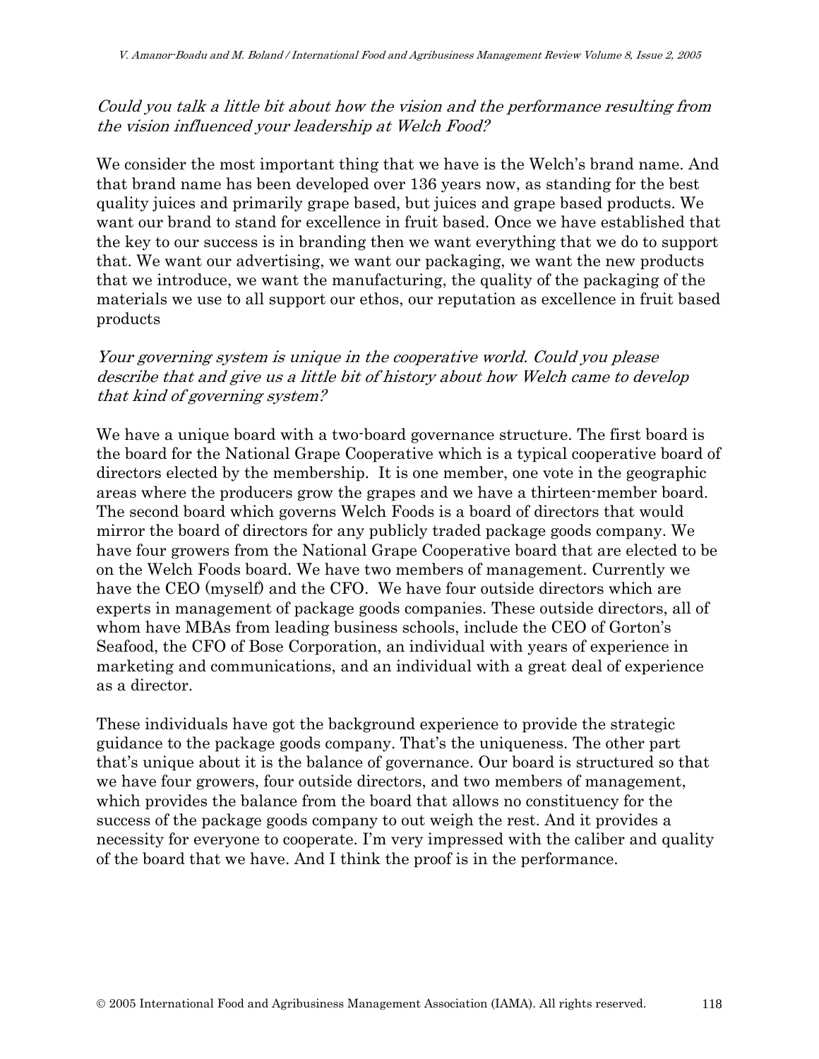*Could you talk a little bit about how the vision and the performance resulting from the vision influenced your leadership at Welch Food?*

We consider the most important thing that we have is the Welch's brand name. And that brand name has been developed over 136 years now, as standing for the best quality juices and primarily grape based, but juices and grape based products. We want our brand to stand for excellence in fruit based. Once we have established that the key to our success is in branding then we want everything that we do to support that. We want our advertising, we want our packaging, we want the new products that we introduce, we want the manufacturing, the quality of the packaging of the materials we use to all support our ethos, our reputation as excellence in fruit based products

*Your governing system is unique in the cooperative world. Could you please describe that and give us a little bit of history about how Welch came to develop that kind of governing system?*

We have a unique board with a two-board governance structure. The first board is the board for the National Grape Cooperative which is a typical cooperative board of directors elected by the membership. It is one member, one vote in the geographic areas where the producers grow the grapes and we have a thirteen-member board. The second board which governs Welch Foods is a board of directors that would mirror the board of directors for any publicly traded package goods company. We have four growers from the National Grape Cooperative board that are elected to be on the Welch Foods board. We have two members of management. Currently we have the CEO (myself) and the CFO. We have four outside directors which are experts in management of package goods companies. These outside directors, all of whom have MBAs from leading business schools, include the CEO of Gorton's Seafood, the CFO of Bose Corporation, an individual with years of experience in marketing and communications, and an individual with a great deal of experience as a director.

These individuals have got the background experience to provide the strategic guidance to the package goods company. That's the uniqueness. The other part that's unique about it is the balance of governance. Our board is structured so that we have four growers, four outside directors, and two members of management, which provides the balance from the board that allows no constituency for the success of the package goods company to out weigh the rest. And it provides a necessity for everyone to cooperate. I'm very impressed with the caliber and quality of the board that we have. And I think the proof is in the performance.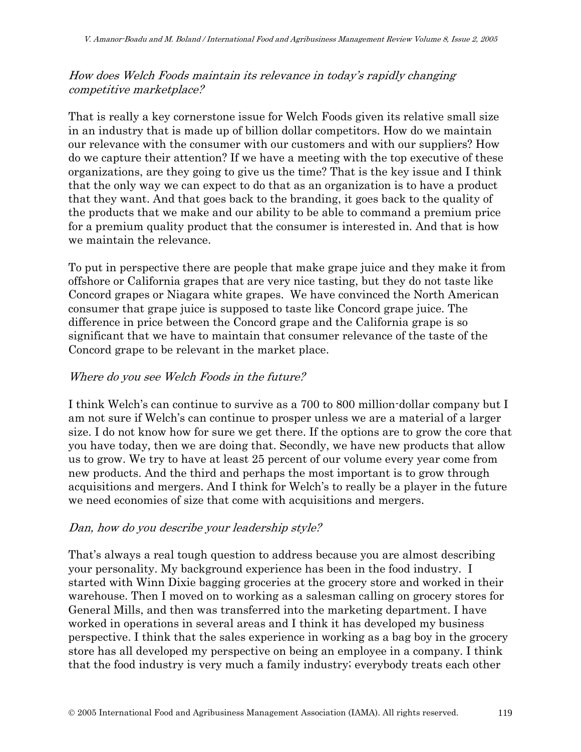*How does Welch Foods maintain its relevance in today's rapidly changing competitive marketplace?*

That is really a key cornerstone issue for Welch Foods given its relative small size in an industry that is made up of billion dollar competitors. How do we maintain our relevance with the consumer with our customers and with our suppliers? How do we capture their attention? If we have a meeting with the top executive of these organizations, are they going to give us the time? That is the key issue and I think that the only way we can expect to do that as an organization is to have a product that they want. And that goes back to the branding, it goes back to the quality of the products that we make and our ability to be able to command a premium price for a premium quality product that the consumer is interested in. And that is how we maintain the relevance.

To put in perspective there are people that make grape juice and they make it from offshore or California grapes that are very nice tasting, but they do not taste like Concord grapes or Niagara white grapes. We have convinced the North American consumer that grape juice is supposed to taste like Concord grape juice. The difference in price between the Concord grape and the California grape is so significant that we have to maintain that consumer relevance of the taste of the Concord grape to be relevant in the market place.

*Where do you see Welch Foods in the future?*

I think Welch's can continue to survive as a 700 to 800 million-dollar company but I am not sure if Welch's can continue to prosper unless we are a material of a larger size. I do not know how for sure we get there. If the options are to grow the core that you have today, then we are doing that. Secondly, we have new products that allow us to grow. We try to have at least 25 percent of our volume every year come from new products. And the third and perhaps the most important is to grow through acquisitions and mergers. And I think for Welch's to really be a player in the future we need economies of size that come with acquisitions and mergers.

*Dan, how do you describe your leadership style?*

That's always a real tough question to address because you are almost describing your personality. My background experience has been in the food industry. I started with Winn Dixie bagging groceries at the grocery store and worked in their warehouse. Then I moved on to working as a salesman calling on grocery stores for General Mills, and then was transferred into the marketing department. I have worked in operations in several areas and I think it has developed my business perspective. I think that the sales experience in working as a bag boy in the grocery store has all developed my perspective on being an employee in a company. I think that the food industry is very much a family industry; everybody treats each other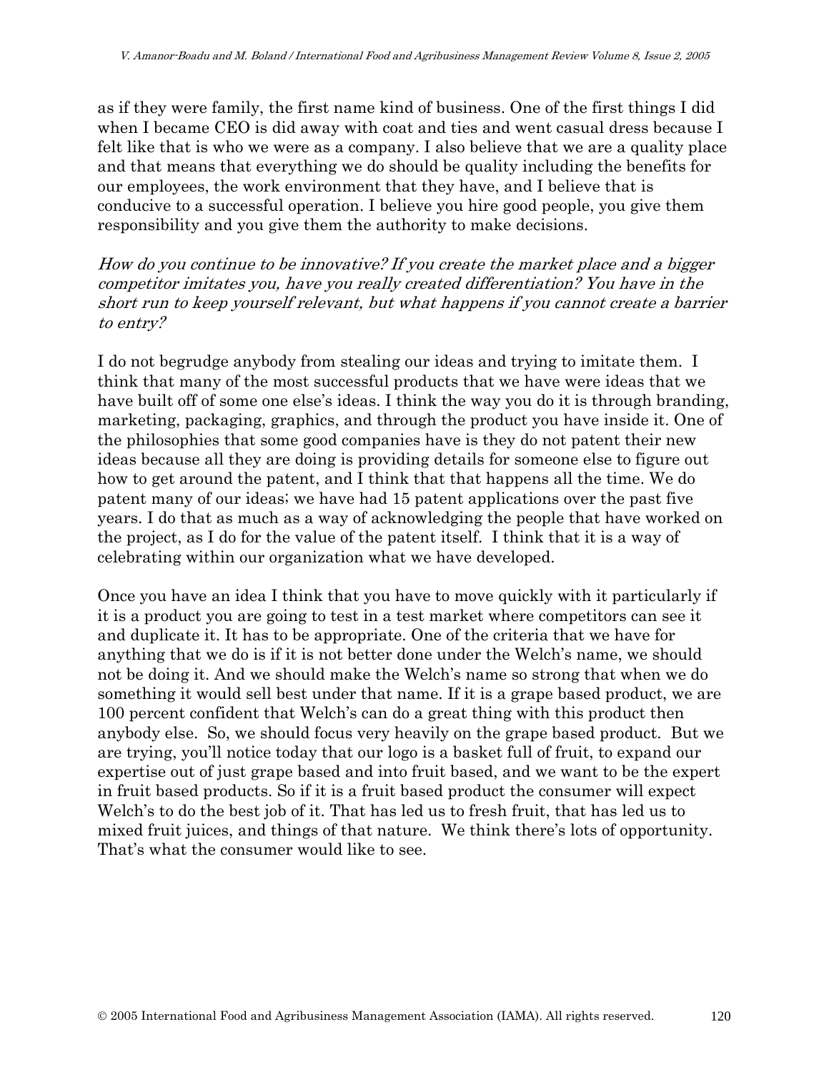as if they were family, the first name kind of business. One of the first things I did when I became CEO is did away with coat and ties and went casual dress because I felt like that is who we were as a company. I also believe that we are a quality place and that means that everything we do should be quality including the benefits for our employees, the work environment that they have, and I believe that is conducive to a successful operation. I believe you hire good people, you give them responsibility and you give them the authority to make decisions.

*How do you continue to be innovative? If you create the market place and a bigger competitor imitates you, have you really created differentiation? You have in the short run to keep yourself relevant, but what happens if you cannot create a barrier to entry?*

I do not begrudge anybody from stealing our ideas and trying to imitate them. I think that many of the most successful products that we have were ideas that we have built off of some one else's ideas. I think the way you do it is through branding, marketing, packaging, graphics, and through the product you have inside it. One of the philosophies that some good companies have is they do not patent their new ideas because all they are doing is providing details for someone else to figure out how to get around the patent, and I think that that happens all the time. We do patent many of our ideas; we have had 15 patent applications over the past five years. I do that as much as a way of acknowledging the people that have worked on the project, as I do for the value of the patent itself. I think that it is a way of celebrating within our organization what we have developed.

Once you have an idea I think that you have to move quickly with it particularly if it is a product you are going to test in a test market where competitors can see it and duplicate it. It has to be appropriate. One of the criteria that we have for anything that we do is if it is not better done under the Welch's name, we should not be doing it. And we should make the Welch's name so strong that when we do something it would sell best under that name. If it is a grape based product, we are 100 percent confident that Welch's can do a great thing with this product then anybody else. So, we should focus very heavily on the grape based product. But we are trying, you'll notice today that our logo is a basket full of fruit, to expand our expertise out of just grape based and into fruit based, and we want to be the expert in fruit based products. So if it is a fruit based product the consumer will expect Welch's to do the best job of it. That has led us to fresh fruit, that has led us to mixed fruit juices, and things of that nature. We think there's lots of opportunity. That's what the consumer would like to see.